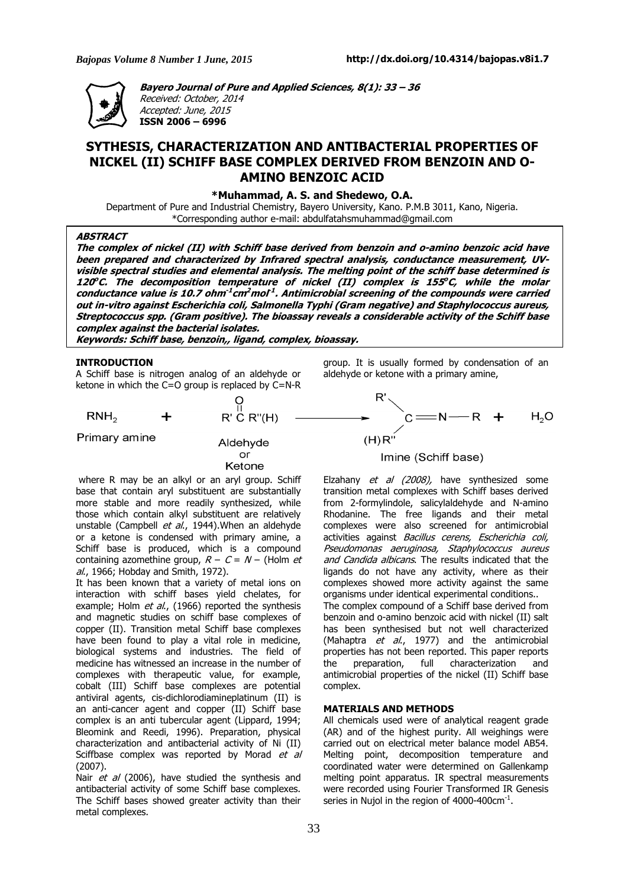**Bayero Journal of Pure and Applied Sciences, 8(1): 33 – 36**
*Received: October, 2014*
*Accepted: June, 2015*
**ISSN 2006 – 6996**

# SYTHESIS, CHARACTERIZATION AND ANTIBACTERIAL PROPERTIES OF NICKEL (II) SCHIFF BASE COMPLEX DERIVED FROM BENZOIN AND O-AMINO BENZOIC ACID

**\*Muhammad, A. S. and Shedewo, O.A.**

Department of Pure and Industrial Chemistry, Bayero University, Kano. P.M.B 3011, Kano, Nigeria.
\*Corresponding author e-mail: abdulfatahsmuhammad@gmail.com

## ABSTRACT

***The complex of nickel (II) with Schiff base derived from benzoin and o-amino benzoic acid have been prepared and characterized by Infrared spectral analysis, conductance measurement, UV-visible spectral studies and elemental analysis. The melting point of the schiff base determined is 120°C. The decomposition temperature of nickel (II) complex is 155°C, while the molar conductance value is 10.7 ohm$^{-1}$cm$^{2}$mol$^{-1}$. Antimicrobial screening of the compounds were carried out in-vitro against Escherichia coli, Salmonella Typhi (Gram negative) and Staphylococcus aureus, Streptococcus spp. (Gram positive). The bioassay reveals a considerable activity of the Schiff base complex against the bacterial isolates.***

***Keywords: Schiff base, benzoin,, ligand, complex, bioassay.***

## INTRODUCTION

A Schiff base is nitrogen analog of an aldehyde or ketone in which the C=O group is replaced by C=N-R group. It is usually formed by condensation of an aldehyde or ketone with a primary amine,

$$\underset{\text{Primary amine}}{RNH_2} + \underset{\text{Aldehyde or Ketone}}{R'\overset{O}{\overset{\|}{C}}R''(H)} \longrightarrow \underset{\text{Imine (Schiff base)}}{(R')(H)R''C{=}N{-}R} + H_2O$$

where R may be an alkyl or an aryl group. Schiff base that contain aryl substituent are substantially more stable and more readily synthesized, while those which contain alkyl substituent are relatively unstable (Campbell *et al.*, 1944).When an aldehyde or a ketone is condensed with primary amine, a Schiff base is produced, which is a compound containing azomethine group, $R - C = N -$ (Holm *et al.*, 1966; Hobday and Smith, 1972).

It has been known that a variety of metal ions on interaction with schiff bases yield chelates, for example; Holm *et al.*, (1966) reported the synthesis and magnetic studies on schiff base complexes of copper (II). Transition metal Schiff base complexes have been found to play a vital role in medicine, biological systems and industries. The field of medicine has witnessed an increase in the number of complexes with therapeutic value, for example, cobalt (III) Schiff base complexes are potential antiviral agents, cis-dichlorodiamineplatinum (II) is an anti-cancer agent and copper (II) Schiff base complex is an anti tubercular agent (Lippard, 1994; Bleomink and Reedi, 1996). Preparation, physical characterization and antibacterial activity of Ni (II) Sciffbase complex was reported by Morad *et al* (2007).

Nair *et al* (2006), have studied the synthesis and antibacterial activity of some Schiff base complexes. The Schiff bases showed greater activity than their metal complexes.

Elzahany *et al (2008),* have synthesized some transition metal complexes with Schiff bases derived from 2-formylindole, salicylaldehyde and N-amino Rhodanine. The free ligands and their metal complexes were also screened for antimicrobial activities against *Bacillus cerens, Escherichia coli, Pseudomonas aeruginosa, Staphylococcus aureus and Candida albicans*. The results indicated that the ligands do not have any activity, where as their complexes showed more activity against the same organisms under identical experimental conditions..

The complex compound of a Schiff base derived from benzoin and o-amino benzoic acid with nickel (II) salt has been synthesised but not well characterized (Mahaptra *et al.*, 1977) and the antimicrobial properties has not been reported. This paper reports the preparation, full characterization and antimicrobial properties of the nickel (II) Schiff base complex.

## MATERIALS AND METHODS

All chemicals used were of analytical reagent grade (AR) and of the highest purity. All weighings were carried out on electrical meter balance model AB54. Melting point, decomposition temperature and coordinated water were determined on Gallenkamp melting point apparatus. IR spectral measurements were recorded using Fourier Transformed IR Genesis series in Nujol in the region of 4000-400cm$^{-1}$.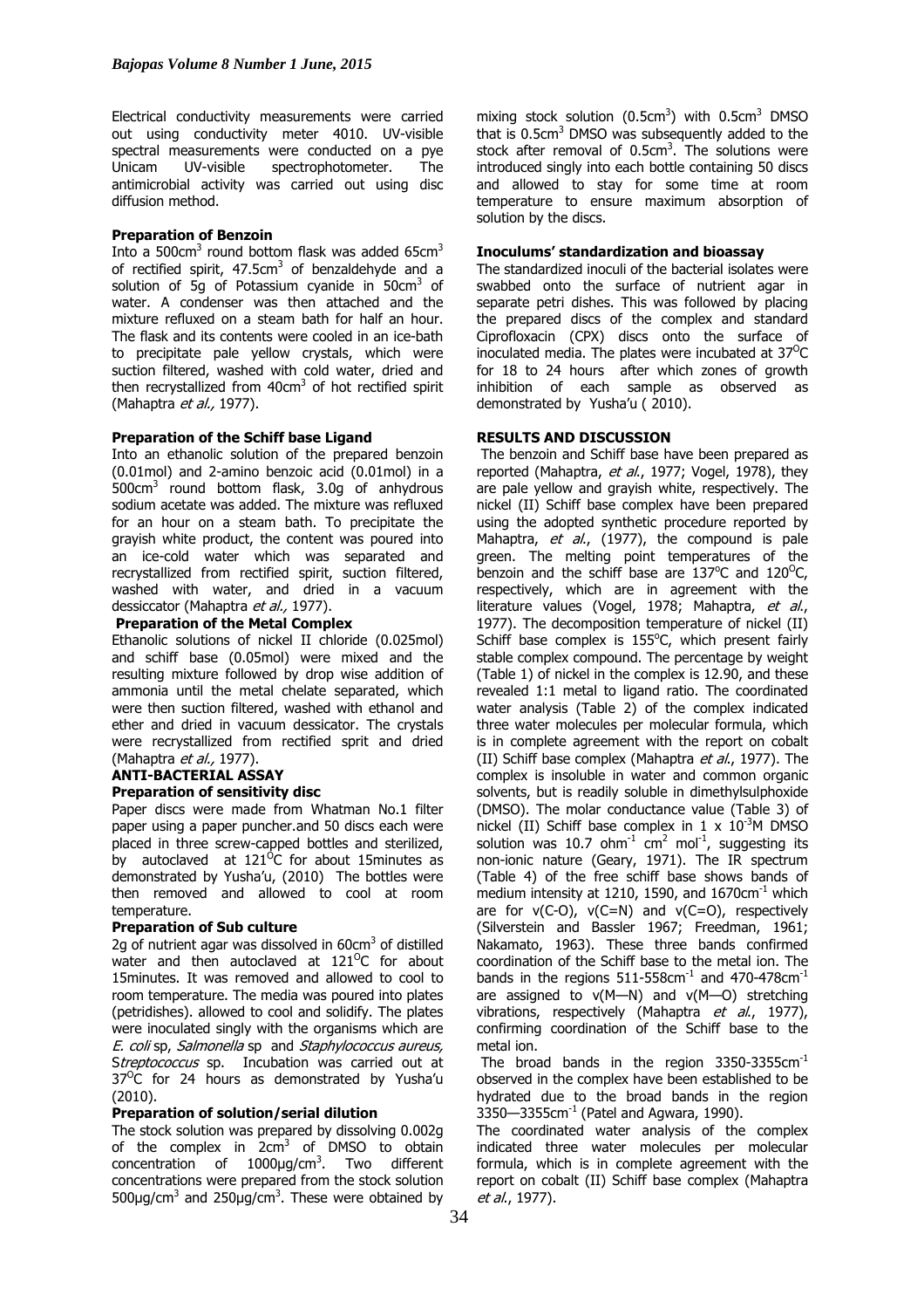Electrical conductivity measurements were carried out using conductivity meter 4010. UV-visible spectral measurements were conducted on a pye Unicam UV-visible spectrophotometer. The antimicrobial activity was carried out using disc diffusion method.

**Preparation of Benzoin**

Into a 500cm$^3$ round bottom flask was added 65cm$^3$ of rectified spirit, 47.5cm$^3$ of benzaldehyde and a solution of 5g of Potassium cyanide in 50cm$^3$ of water. A condenser was then attached and the mixture refluxed on a steam bath for half an hour. The flask and its contents were cooled in an ice-bath to precipitate pale yellow crystals, which were suction filtered, washed with cold water, dried and then recrystallized from 40cm$^3$ of hot rectified spirit (Mahaptra *et al.,* 1977).

**Preparation of the Schiff base Ligand**

Into an ethanolic solution of the prepared benzoin (0.01mol) and 2-amino benzoic acid (0.01mol) in a 500cm$^3$ round bottom flask, 3.0g of anhydrous sodium acetate was added. The mixture was refluxed for an hour on a steam bath. To precipitate the grayish white product, the content was poured into an ice-cold water which was separated and recrystallized from rectified spirit, suction filtered, washed with water, and dried in a vacuum dessiccator (Mahaptra *et al.,* 1977).

**Preparation of the Metal Complex**

Ethanolic solutions of nickel II chloride (0.025mol) and schiff base (0.05mol) were mixed and the resulting mixture followed by drop wise addition of ammonia until the metal chelate separated, which were then suction filtered, washed with ethanol and ether and dried in vacuum dessicator. The crystals were recrystallized from rectified sprit and dried (Mahaptra *et al.,* 1977).

**ANTI-BACTERIAL ASSAY**

**Preparation of sensitivity disc**

Paper discs were made from Whatman No.1 filter paper using a paper puncher.and 50 discs each were placed in three screw-capped bottles and sterilized, by autoclaved at 121$^0$C for about 15minutes as demonstrated by Yusha'u, (2010) The bottles were then removed and allowed to cool at room temperature.

**Preparation of Sub culture**

2g of nutrient agar was dissolved in 60cm$^3$ of distilled water and then autoclaved at 121$^O$C for about 15minutes. It was removed and allowed to cool to room temperature. The media was poured into plates (petridishes). allowed to cool and solidify. The plates were inoculated singly with the organisms which are *E. coli* sp, *Salmonella* sp and *Staphylococcus aureus,* S*treptococcus* sp. Incubation was carried out at 37$^O$C for 24 hours as demonstrated by Yusha'u (2010).

**Preparation of solution/serial dilution**

The stock solution was prepared by dissolving 0.002g of the complex in 2cm$^3$ of DMSO to obtain concentration of 1000µg/cm$^3$. Two different concentrations were prepared from the stock solution 500µg/cm$^3$ and 250µg/cm$^3$. These were obtained by mixing stock solution (0.5cm$^3$) with 0.5cm$^3$ DMSO that is 0.5cm$^3$ DMSO was subsequently added to the stock after removal of 0.5cm$^3$. The solutions were introduced singly into each bottle containing 50 discs and allowed to stay for some time at room temperature to ensure maximum absorption of solution by the discs.

**Inoculums' standardization and bioassay**

The standardized inoculi of the bacterial isolates were swabbed onto the surface of nutrient agar in separate petri dishes. This was followed by placing the prepared discs of the complex and standard Ciprofloxacin (CPX) discs onto the surface of inoculated media. The plates were incubated at 37$^O$C for 18 to 24 hours after which zones of growth inhibition of each sample as observed as demonstrated by Yusha'u ( 2010).

**RESULTS AND DISCUSSION**

The benzoin and Schiff base have been prepared as reported (Mahaptra, *et al.*, 1977; Vogel, 1978), they are pale yellow and grayish white, respectively. The nickel (II) Schiff base complex have been prepared using the adopted synthetic procedure reported by Mahaptra, *et al.*, (1977), the compound is pale green. The melting point temperatures of the benzoin and the schiff base are 137$^o$C and 120$^O$C, respectively, which are in agreement with the literature values (Vogel, 1978; Mahaptra, *et al.*, 1977). The decomposition temperature of nickel (II) Schiff base complex is 155$^o$C, which present fairly stable complex compound. The percentage by weight (Table 1) of nickel in the complex is 12.90, and these revealed 1:1 metal to ligand ratio. The coordinated water analysis (Table 2) of the complex indicated three water molecules per molecular formula, which is in complete agreement with the report on cobalt (II) Schiff base complex (Mahaptra *et al.*, 1977). The complex is insoluble in water and common organic solvents, but is readily soluble in dimethylsulphoxide (DMSO). The molar conductance value (Table 3) of nickel (II) Schiff base complex in 1 x 10$^{-3}$M DMSO solution was 10.7 ohm$^{-1}$ cm$^2$ mol$^{-1}$, suggesting its non-ionic nature (Geary, 1971). The IR spectrum (Table 4) of the free schiff base shows bands of medium intensity at 1210, 1590, and 1670cm$^{-1}$ which are for ν(C-O), ν(C=N) and ν(C=O), respectively (Silverstein and Bassler 1967; Freedman, 1961; Nakamato, 1963). These three bands confirmed coordination of the Schiff base to the metal ion. The bands in the regions 511-558cm$^{-1}$ and 470-478cm$^{-1}$ are assigned to ν(M—N) and ν(M—O) stretching vibrations, respectively (Mahaptra *et al.*, 1977), confirming coordination of the Schiff base to the metal ion.

The broad bands in the region 3350-3355cm$^{-1}$ observed in the complex have been established to be hydrated due to the broad bands in the region 3350—3355cm$^{-1}$ (Patel and Agwara, 1990).

The coordinated water analysis of the complex indicated three water molecules per molecular formula, which is in complete agreement with the report on cobalt (II) Schiff base complex (Mahaptra *et al.*, 1977).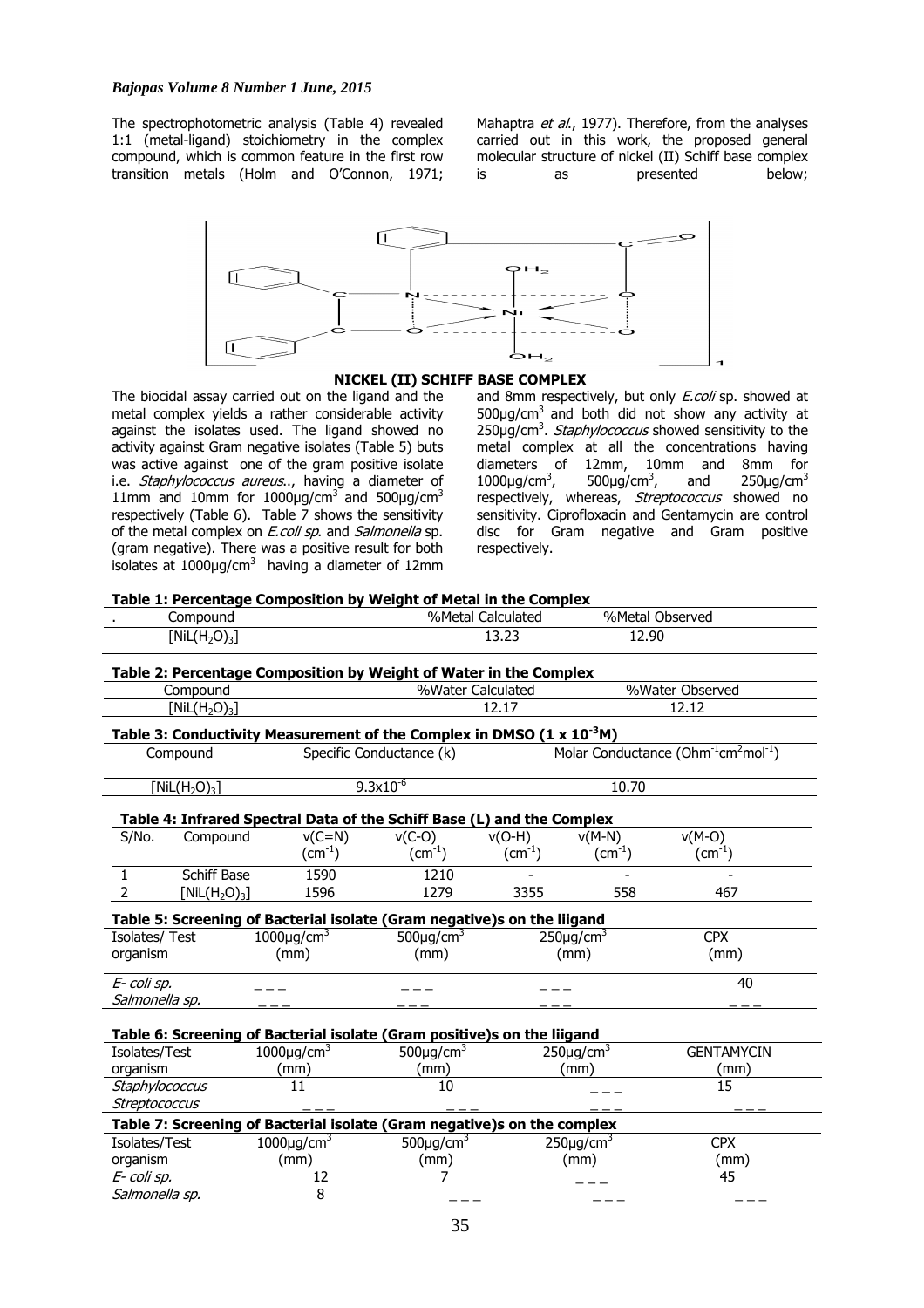The spectrophotometric analysis (Table 4) revealed 1:1 (metal-ligand) stoichiometry in the complex compound, which is common feature in the first row transition metals (Holm and O'Connon, 1971; Mahaptra *et al.*, 1977). Therefore, from the analyses carried out in this work, the proposed general molecular structure of nickel (II) Schiff base complex is as presented below;

**NICKEL (II) SCHIFF BASE COMPLEX**

The biocidal assay carried out on the ligand and the metal complex yields a rather considerable activity against the isolates used. The ligand showed no activity against Gram negative isolates (Table 5) buts was active against one of the gram positive isolate i.e. *Staphylococcus aureus..*, having a diameter of 11mm and 10mm for 1000μg/cm$^3$ and 500μg/cm$^3$ respectively (Table 6). Table 7 shows the sensitivity of the metal complex on *E.coli sp.* and *Salmonella* sp. (gram negative). There was a positive result for both isolates at 1000μg/cm$^3$ having a diameter of 12mm and 8mm respectively, but only *E.coli* sp. showed at 500μg/cm$^3$ and both did not show any activity at 250μg/cm$^3$. *Staphylococcus* showed sensitivity to the metal complex at all the concentrations having diameters of 12mm, 10mm and 8mm for 1000μg/cm$^3$, 500μg/cm$^3$, and 250μg/cm$^3$ respectively, whereas, *Streptococcus* showed no sensitivity. Ciprofloxacin and Gentamycin are control disc for Gram negative and Gram positive respectively.

**Table 1: Percentage Composition by Weight of Metal in the Complex**

| Compound | %Metal Calculated | %Metal Observed |
|---|---|---|
| $[NiL(H_2O)_3]$ | 13.23 | 12.90 |

**Table 2: Percentage Composition by Weight of Water in the Complex**

| Compound | %Water Calculated | %Water Observed |
|---|---|---|
| $[NiL(H_2O)_3]$ | 12.17 | 12.12 |

**Table 3: Conductivity Measurement of the Complex in DMSO ($1 \times 10^{-3}$M)**

| Compound | Specific Conductance (k) | Molar Conductance ($Ohm^{-1}cm^2mol^{-1}$) |
|---|---|---|
| $[NiL(H_2O)_3]$ | $9.3\times10^{-6}$ | 10.70 |

**Table 4: Infrared Spectral Data of the Schiff Base (L) and the Complex**

| S/No. | Compound | v(C=N) ($cm^{-1}$) | v(C-O) ($cm^{-1}$) | v(O-H) ($cm^{-1}$) | v(M-N) ($cm^{-1}$) | v(M-O) ($cm^{-1}$) |
|---|---|---|---|---|---|---|
| 1 | Schiff Base | 1590 | 1210 | - | - | - |
| 2 | $[NiL(H_2O)_3]$ | 1596 | 1279 | 3355 | 558 | 467 |

**Table 5: Screening of Bacterial isolate (Gram negative)s on the liigand**

| Isolates/ Test organism | 1000μg/cm$^3$ (mm) | 500μg/cm$^3$ (mm) | 250μg/cm$^3$ (mm) | CPX (mm) |
|---|---|---|---|---|
| *E- coli sp.* | ___ | ___ | ___ | 40 |
| *Salmonella sp.* | ___ | ___ | ___ | ___ |

**Table 6: Screening of Bacterial isolate (Gram positive)s on the liigand**

| Isolates/Test organism | 1000μg/cm$^3$ (mm) | 500μg/cm$^3$ (mm) | 250μg/cm$^3$ (mm) | GENTAMYCIN (mm) |
|---|---|---|---|---|
| *Staphylococcus* | 11 | 10 | ___ | 15 |
| *Streptococcus* | ___ | ___ | ___ | ___ |

**Table 7: Screening of Bacterial isolate (Gram negative)s on the complex**

| Isolates/Test organism | 1000μg/cm$^3$ (mm) | 500μg/cm$^3$ (mm) | 250μg/cm$^3$ (mm) | CPX (mm) |
|---|---|---|---|---|
| *E- coli sp.* | 12 | 7 | ___ | 45 |
| *Salmonella sp.* | 8 | ___ | ___ | ___ |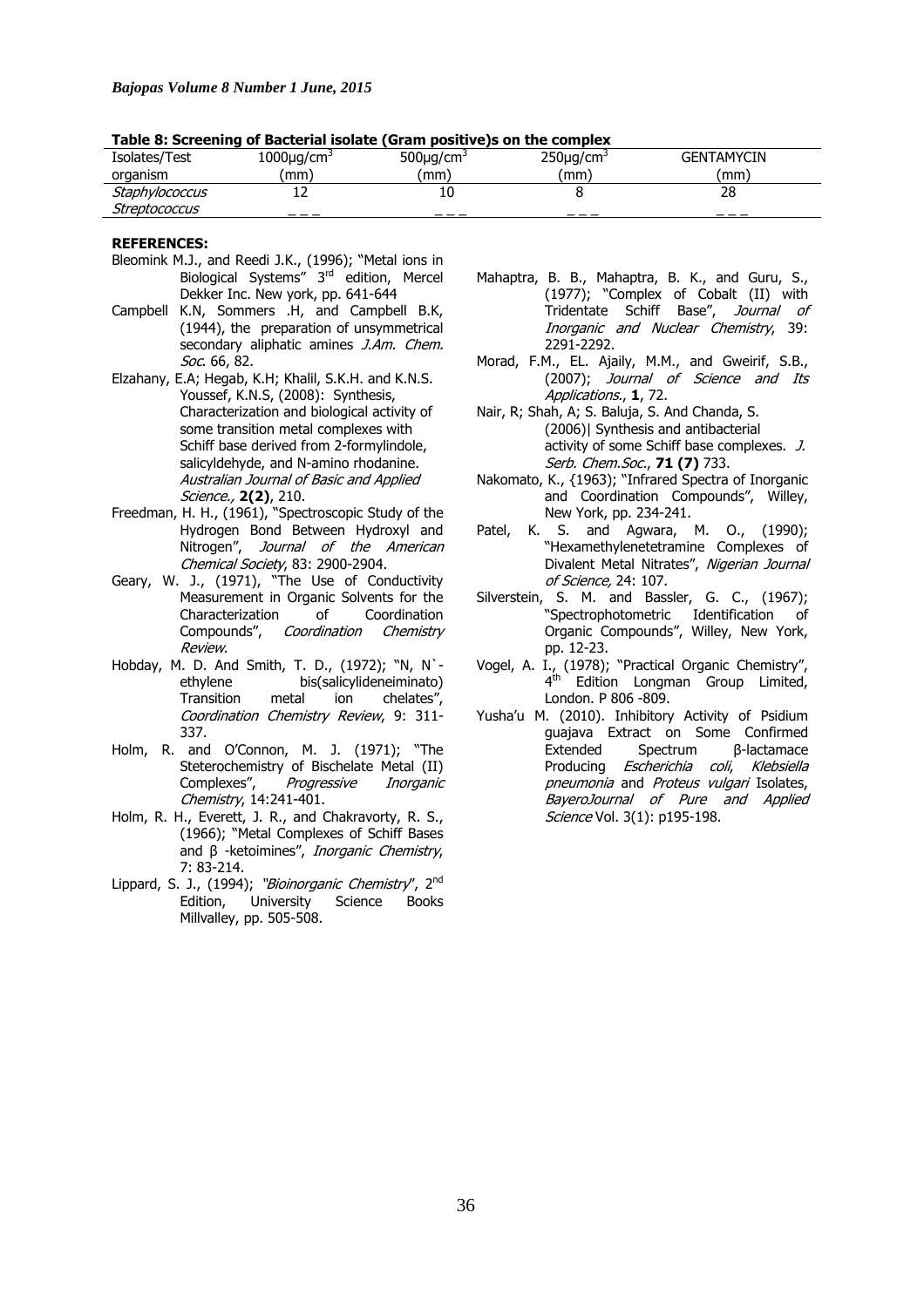**Table 8: Screening of Bacterial isolate (Gram positive)s on the complex**

| Isolates/Test organism | $1000\mu g/cm^3$ (mm) | $500\mu g/cm^3$ (mm) | $250\mu g/cm^3$ (mm) | GENTAMYCIN (mm) |
|---|---|---|---|---|
| *Staphylococcus* | 12 | 10 | 8 | 28 |
| *Streptococcus* | _ _ _ | _ _ _ | _ _ _ | _ _ _ |

**REFERENCES:**

Bleomink M.J., and Reedi J.K., (1996); "Metal ions in Biological Systems" 3rd edition, Mercel Dekker Inc. New york, pp. 641-644

Campbell K.N, Sommers .H, and Campbell B.K, (1944), the preparation of unsymmetrical secondary aliphatic amines *J.Am. Chem. Soc*. 66, 82.

Elzahany, E.A; Hegab, K.H; Khalil, S.K.H. and K.N.S. Youssef, K.N.S, (2008): Synthesis, Characterization and biological activity of some transition metal complexes with Schiff base derived from 2-formylindole, salicyldehyde, and N-amino rhodanine. *Australian Journal of Basic and Applied Science.,* **2(2)**, 210.

Freedman, H. H., (1961), "Spectroscopic Study of the Hydrogen Bond Between Hydroxyl and Nitrogen", *Journal of the American Chemical Society*, 83: 2900-2904.

Geary, W. J., (1971), "The Use of Conductivity Measurement in Organic Solvents for the Characterization of Coordination Compounds", *Coordination Chemistry Review*.

Hobday, M. D. And Smith, T. D., (1972); "N, N`-ethylene bis(salicylideneiminato) Transition metal ion chelates", *Coordination Chemistry Review*, 9: 311-337.

Holm, R. and O'Connon, M. J. (1971); "The Steterochemistry of Bischelate Metal (II) Complexes", *Progressive Inorganic Chemistry*, 14:241-401.

Holm, R. H., Everett, J. R., and Chakravorty, R. S., (1966); "Metal Complexes of Schiff Bases and β -ketoimines", *Inorganic Chemistry*, 7: 83-214.

Lippard, S. J., (1994); *"Bioinorganic Chemistry*", 2nd Edition, University Science Books Millvalley, pp. 505-508.

Mahaptra, B. B., Mahaptra, B. K., and Guru, S., (1977); "Complex of Cobalt (II) with Tridentate Schiff Base", *Journal of Inorganic and Nuclear Chemistry*, 39: 2291-2292.

Morad, F.M., EL. Ajaily, M.M., and Gweirif, S.B., (2007); *Journal of Science and Its Applications.*, **1**, 72.

Nair, R; Shah, A; S. Baluja, S. And Chanda, S. (2006)| Synthesis and antibacterial activity of some Schiff base complexes. *J. Serb. Chem.Soc*., **71 (7)** 733.

Nakomato, K., {1963); "Infrared Spectra of Inorganic and Coordination Compounds", Willey, New York, pp. 234-241.

Patel, K. S. and Agwara, M. O., (1990); "Hexamethylenetetramine Complexes of Divalent Metal Nitrates", *Nigerian Journal of Science,* 24: 107.

Silverstein, S. M. and Bassler, G. C., (1967); "Spectrophotometric Identification of Organic Compounds", Willey, New York, pp. 12-23.

Vogel, A. I., (1978); "Practical Organic Chemistry", 4th Edition Longman Group Limited, London. P 806 -809.

Yusha'u M. (2010). Inhibitory Activity of Psidium guajava Extract on Some Confirmed Extended Spectrum β-lactamace Producing *Escherichia coli*, *Klebsiella pneumonia* and *Proteus vulgari* Isolates, *BayeroJournal of Pure and Applied Science* Vol. 3(1): p195-198.